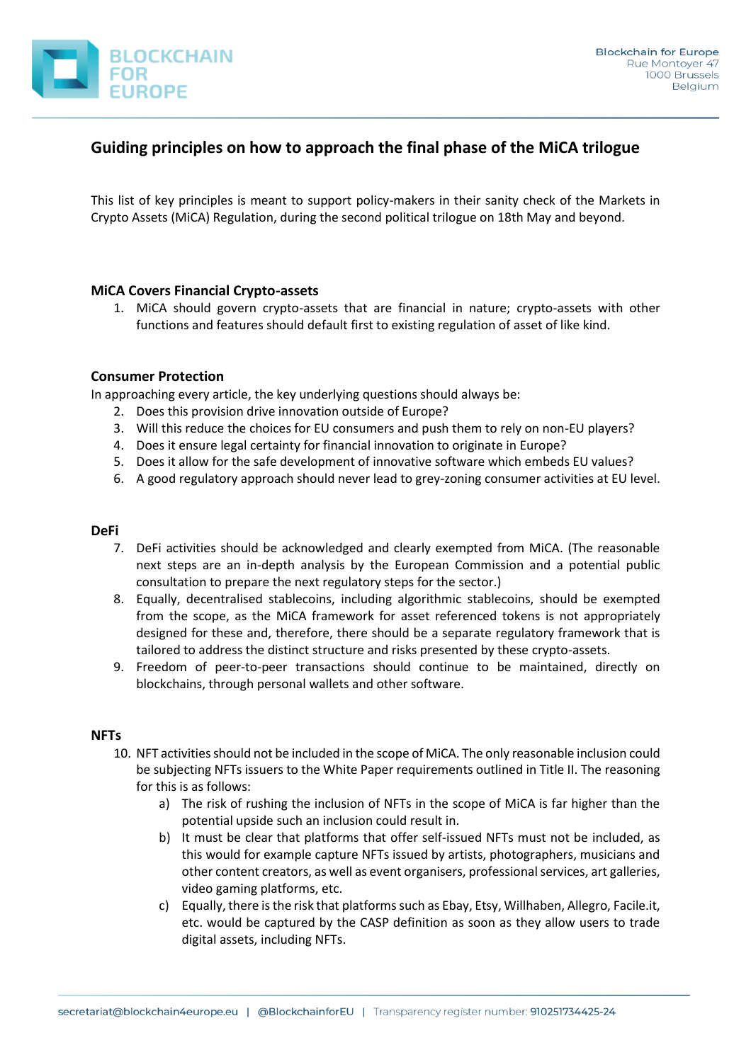# Guiding principles on how to approach the final phase of the MiCA trilogue

This list of key principles is meant to support policy-makers in their sanity check of the Markets in Crypto Assets (MiCA) Regulation, during the second political trilogue on 18th May and beyond.

## MiCA Covers Financial Crypto-assets

1. MiCA should govern crypto-assets that are financial in nature; crypto-assets with other functions and features should default first to existing regulation of asset of like kind.

## Consumer Protection

In approaching every article, the key underlying questions should always be:

2. Does this provision drive innovation outside of Europe?
3. Will this reduce the choices for EU consumers and push them to rely on non-EU players?
4. Does it ensure legal certainty for financial innovation to originate in Europe?
5. Does it allow for the safe development of innovative software which embeds EU values?
6. A good regulatory approach should never lead to grey-zoning consumer activities at EU level.

## DeFi

7. DeFi activities should be acknowledged and clearly exempted from MiCA. (The reasonable next steps are an in-depth analysis by the European Commission and a potential public consultation to prepare the next regulatory steps for the sector.)
8. Equally, decentralised stablecoins, including algorithmic stablecoins, should be exempted from the scope, as the MiCA framework for asset referenced tokens is not appropriately designed for these and, therefore, there should be a separate regulatory framework that is tailored to address the distinct structure and risks presented by these crypto-assets.
9. Freedom of peer-to-peer transactions should continue to be maintained, directly on blockchains, through personal wallets and other software.

## NFTs

10. NFT activities should not be included in the scope of MiCA. The only reasonable inclusion could be subjecting NFTs issuers to the White Paper requirements outlined in Title II. The reasoning for this is as follows:
    a) The risk of rushing the inclusion of NFTs in the scope of MiCA is far higher than the potential upside such an inclusion could result in.
    b) It must be clear that platforms that offer self-issued NFTs must not be included, as this would for example capture NFTs issued by artists, photographers, musicians and other content creators, as well as event organisers, professional services, art galleries, video gaming platforms, etc.
    c) Equally, there is the risk that platforms such as Ebay, Etsy, Willhaben, Allegro, Facile.it, etc. would be captured by the CASP definition as soon as they allow users to trade digital assets, including NFTs.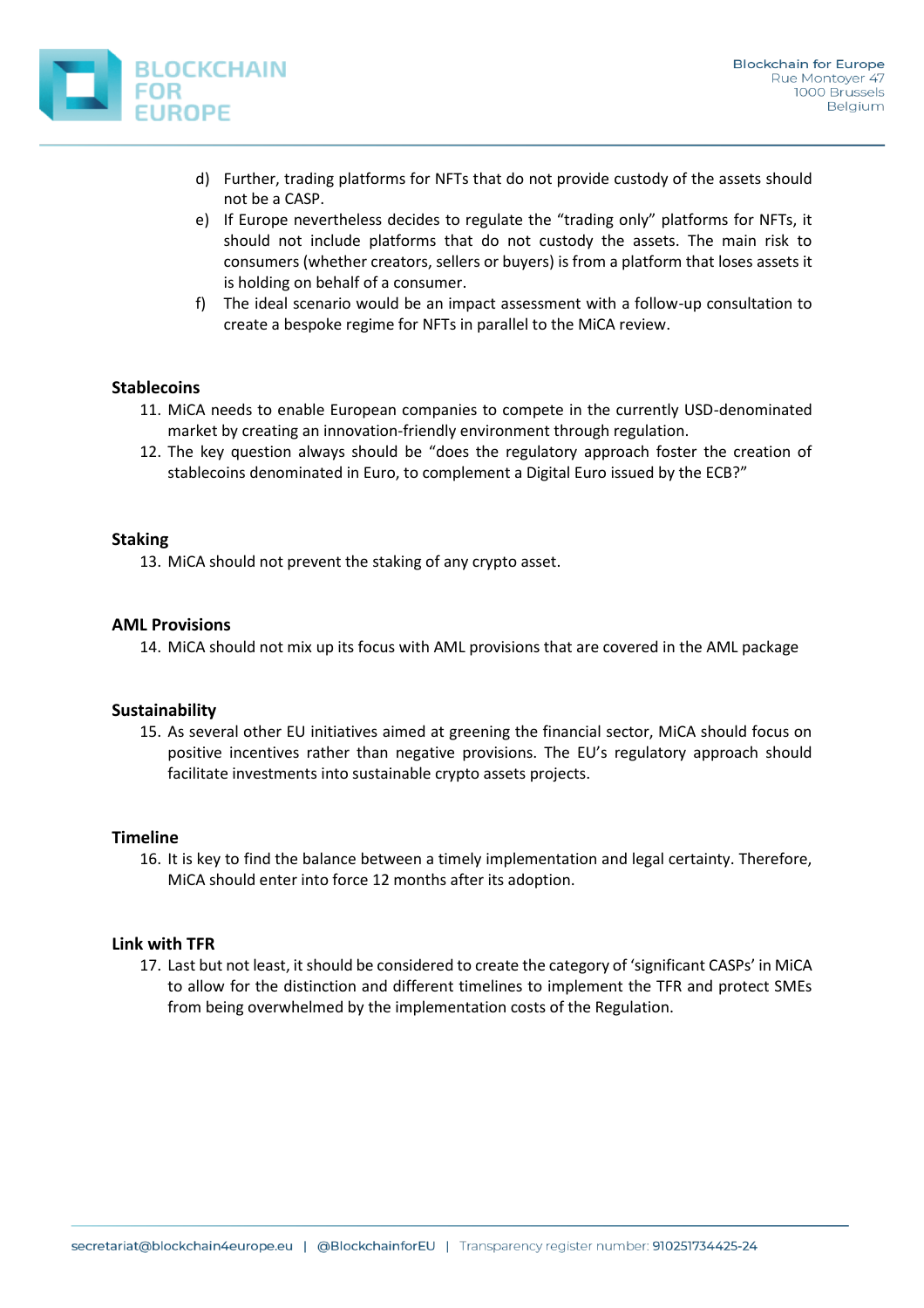d) Further, trading platforms for NFTs that do not provide custody of the assets should not be a CASP.
e) If Europe nevertheless decides to regulate the "trading only" platforms for NFTs, it should not include platforms that do not custody the assets. The main risk to consumers (whether creators, sellers or buyers) is from a platform that loses assets it is holding on behalf of a consumer.
f) The ideal scenario would be an impact assessment with a follow-up consultation to create a bespoke regime for NFTs in parallel to the MiCA review.

## Stablecoins

11. MiCA needs to enable European companies to compete in the currently USD-denominated market by creating an innovation-friendly environment through regulation.
12. The key question always should be "does the regulatory approach foster the creation of stablecoins denominated in Euro, to complement a Digital Euro issued by the ECB?"

## Staking

13. MiCA should not prevent the staking of any crypto asset.

## AML Provisions

14. MiCA should not mix up its focus with AML provisions that are covered in the AML package

## Sustainability

15. As several other EU initiatives aimed at greening the financial sector, MiCA should focus on positive incentives rather than negative provisions. The EU's regulatory approach should facilitate investments into sustainable crypto assets projects.

## Timeline

16. It is key to find the balance between a timely implementation and legal certainty. Therefore, MiCA should enter into force 12 months after its adoption.

## Link with TFR

17. Last but not least, it should be considered to create the category of 'significant CASPs' in MiCA to allow for the distinction and different timelines to implement the TFR and protect SMEs from being overwhelmed by the implementation costs of the Regulation.